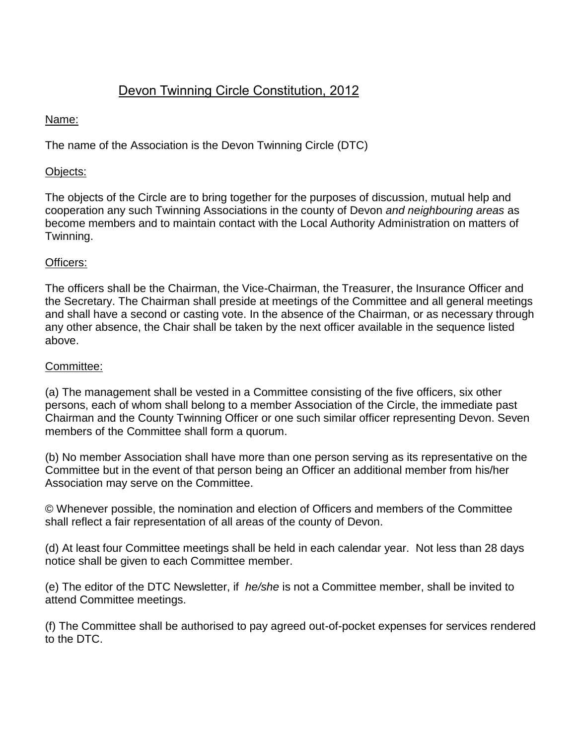# Devon Twinning Circle Constitution, 2012

## Name:

The name of the Association is the Devon Twinning Circle (DTC)

## Objects:

The objects of the Circle are to bring together for the purposes of discussion, mutual help and cooperation any such Twinning Associations in the county of Devon *and neighbouring areas* as become members and to maintain contact with the Local Authority Administration on matters of Twinning.

## Officers:

The officers shall be the Chairman, the Vice-Chairman, the Treasurer, the Insurance Officer and the Secretary. The Chairman shall preside at meetings of the Committee and all general meetings and shall have a second or casting vote. In the absence of the Chairman, or as necessary through any other absence, the Chair shall be taken by the next officer available in the sequence listed above.

## Committee:

(a) The management shall be vested in a Committee consisting of the five officers, six other persons, each of whom shall belong to a member Association of the Circle, the immediate past Chairman and the County Twinning Officer or one such similar officer representing Devon. Seven members of the Committee shall form a quorum.

(b) No member Association shall have more than one person serving as its representative on the Committee but in the event of that person being an Officer an additional member from his/her Association may serve on the Committee.

© Whenever possible, the nomination and election of Officers and members of the Committee shall reflect a fair representation of all areas of the county of Devon.

(d) At least four Committee meetings shall be held in each calendar year. Not less than 28 days notice shall be given to each Committee member.

(e) The editor of the DTC Newsletter, if *he/she* is not a Committee member, shall be invited to attend Committee meetings.

(f) The Committee shall be authorised to pay agreed out-of-pocket expenses for services rendered to the DTC.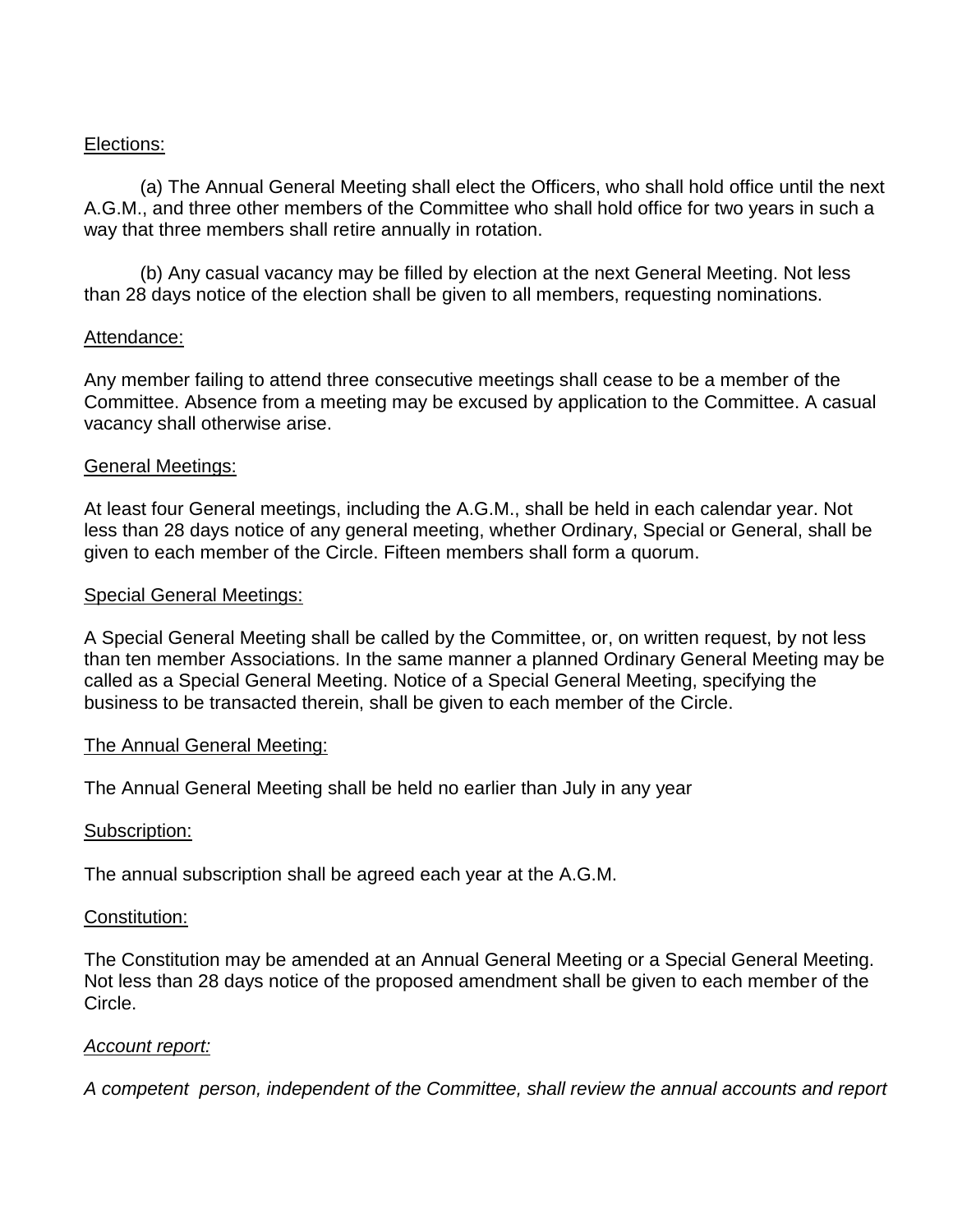Elections:

(a) The Annual General Meeting shall elect the Officers, who shall hold office until the next A.G.M., and three other members of the Committee who shall hold office for two years in such a way that three members shall retire annually in rotation.

(b) Any casual vacancy may be filled by election at the next General Meeting. Not less than 28 days notice of the election shall be given to all members, requesting nominations.

Attendance:

Any member failing to attend three consecutive meetings shall cease to be a member of the Committee. Absence from a meeting may be excused by application to the Committee. A casual vacancy shall otherwise arise.

General Meetings:

At least four General meetings, including the A.G.M., shall be held in each calendar year. Not less than 28 days notice of any general meeting, whether Ordinary, Special or General, shall be given to each member of the Circle. Fifteen members shall form a quorum.

Special General Meetings:

A Special General Meeting shall be called by the Committee, or, on written request, by not less than ten member Associations. In the same manner a planned Ordinary General Meeting may be called as a Special General Meeting. Notice of a Special General Meeting, specifying the business to be transacted therein, shall be given to each member of the Circle.

The Annual General Meeting:

The Annual General Meeting shall be held no earlier than July in any year

Subscription:

The annual subscription shall be agreed each year at the A.G.M.

Constitution:

The Constitution may be amended at an Annual General Meeting or a Special General Meeting. Not less than 28 days notice of the proposed amendment shall be given to each member of the Circle.

*Account report:*

*A competent person, independent of the Committee, shall review the annual accounts and report*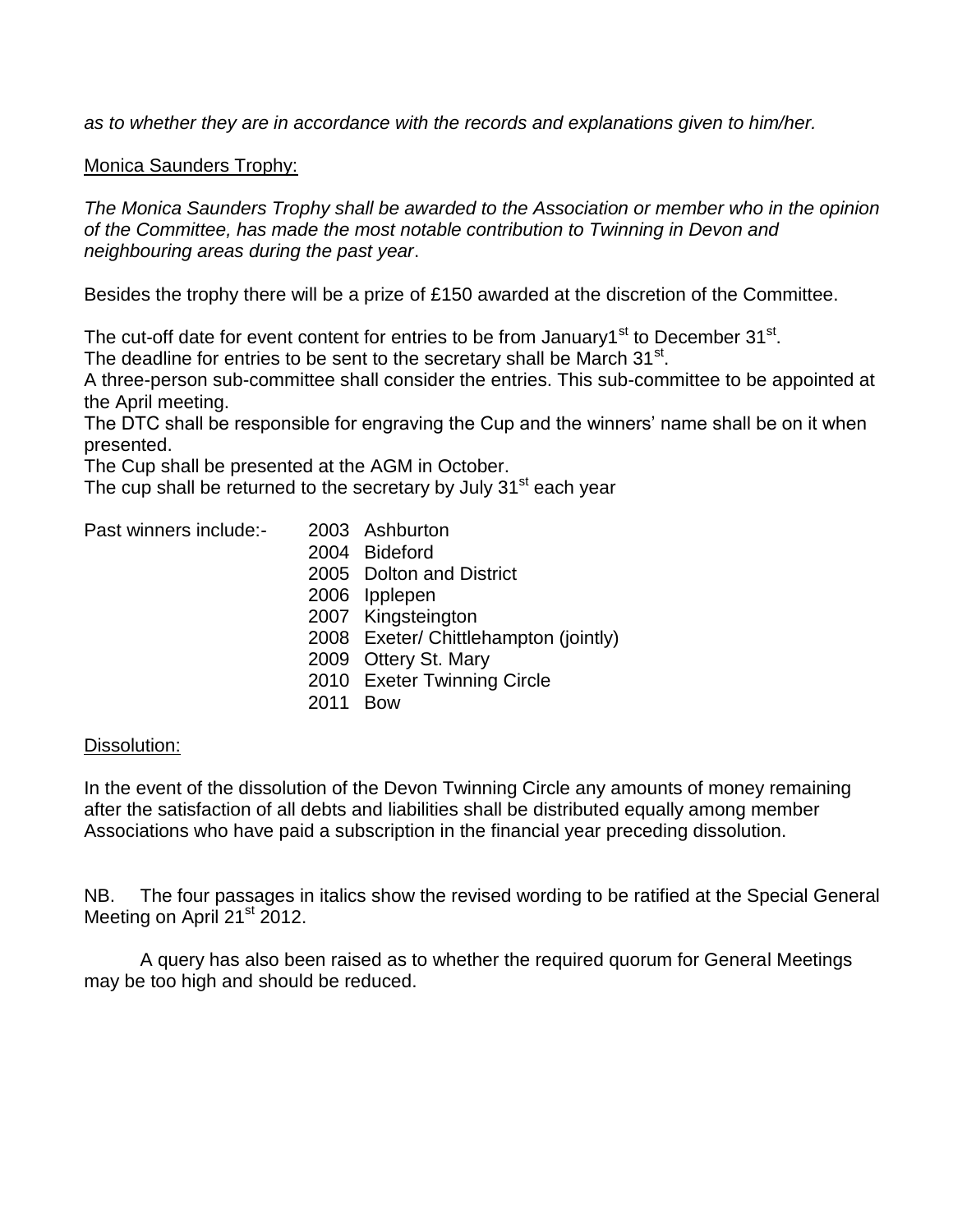*as to whether they are in accordance with the records and explanations given to him/her.*

Monica Saunders Trophy:

*The Monica Saunders Trophy shall be awarded to the Association or member who in the opinion of the Committee, has made the most notable contribution to Twinning in Devon and neighbouring areas during the past year*.

Besides the trophy there will be a prize of £150 awarded at the discretion of the Committee.

The cut-off date for event content for entries to be from January1st to December 31st.
The deadline for entries to be sent to the secretary shall be March 31st.
A three-person sub-committee shall consider the entries. This sub-committee to be appointed at the April meeting.
The DTC shall be responsible for engraving the Cup and the winners' name shall be on it when presented.
The Cup shall be presented at the AGM in October.
The cup shall be returned to the secretary by July 31st each year

| | | |
|---|---|---|
| Past winners include:- | 2003 | Ashburton |
| | 2004 | Bideford |
| | 2005 | Dolton and District |
| | 2006 | Ipplepen |
| | 2007 | Kingsteington |
| | 2008 | Exeter/ Chittlehampton (jointly) |
| | 2009 | Ottery St. Mary |
| | 2010 | Exeter Twinning Circle |
| | 2011 | Bow |

Dissolution:

In the event of the dissolution of the Devon Twinning Circle any amounts of money remaining after the satisfaction of all debts and liabilities shall be distributed equally among member Associations who have paid a subscription in the financial year preceding dissolution.

NB. The four passages in italics show the revised wording to be ratified at the Special General Meeting on April 21st 2012.

A query has also been raised as to whether the required quorum for General Meetings may be too high and should be reduced.